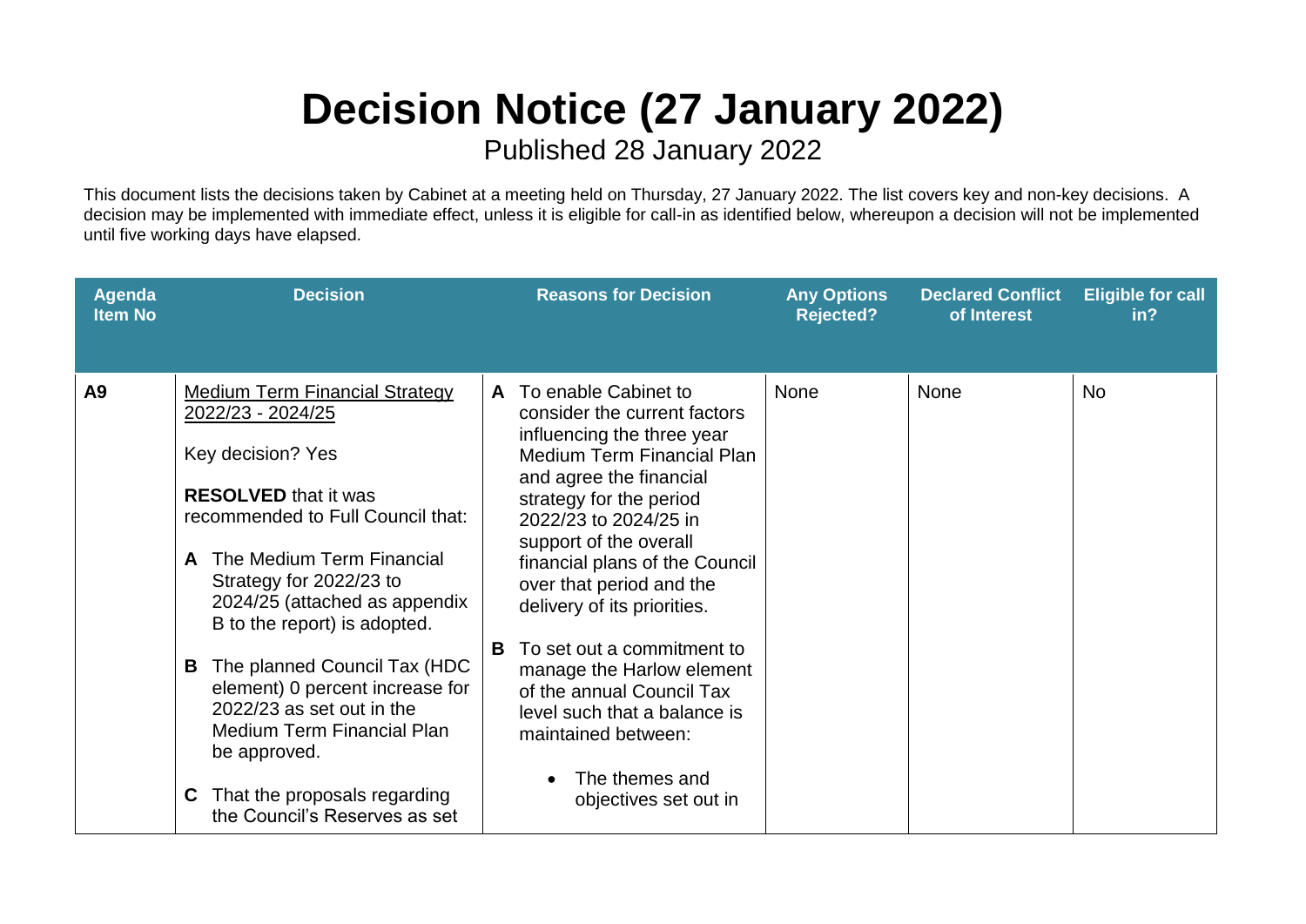# Decision Notice (27 January 2022)

Published 28 January 2022

This document lists the decisions taken by Cabinet at a meeting held on Thursday, 27 January 2022. The list covers key and non-key decisions. A decision may be implemented with immediate effect, unless it is eligible for call-in as identified below, whereupon a decision will not be implemented until five working days have elapsed.

| Agenda Item No | Decision | Reasons for Decision | Any Options Rejected? | Declared Conflict of Interest | Eligible for call in? |
|---|---|---|---|---|---|
| **A9** | <u>Medium Term Financial Strategy 2022/23 - 2024/25</u><br><br>Key decision? Yes<br><br>**RESOLVED** that it was recommended to Full Council that:<br><br>**A** The Medium Term Financial Strategy for 2022/23 to 2024/25 (attached as appendix B to the report) is adopted.<br><br>**B** The planned Council Tax (HDC element) 0 percent increase for 2022/23 as set out in the Medium Term Financial Plan be approved.<br><br>**C** That the proposals regarding the Council's Reserves as set | **A** To enable Cabinet to consider the current factors influencing the three year Medium Term Financial Plan and agree the financial strategy for the period 2022/23 to 2024/25 in support of the overall financial plans of the Council over that period and the delivery of its priorities.<br><br>**B** To set out a commitment to manage the Harlow element of the annual Council Tax level such that a balance is maintained between:<br><br>• The themes and objectives set out in | None | None | No |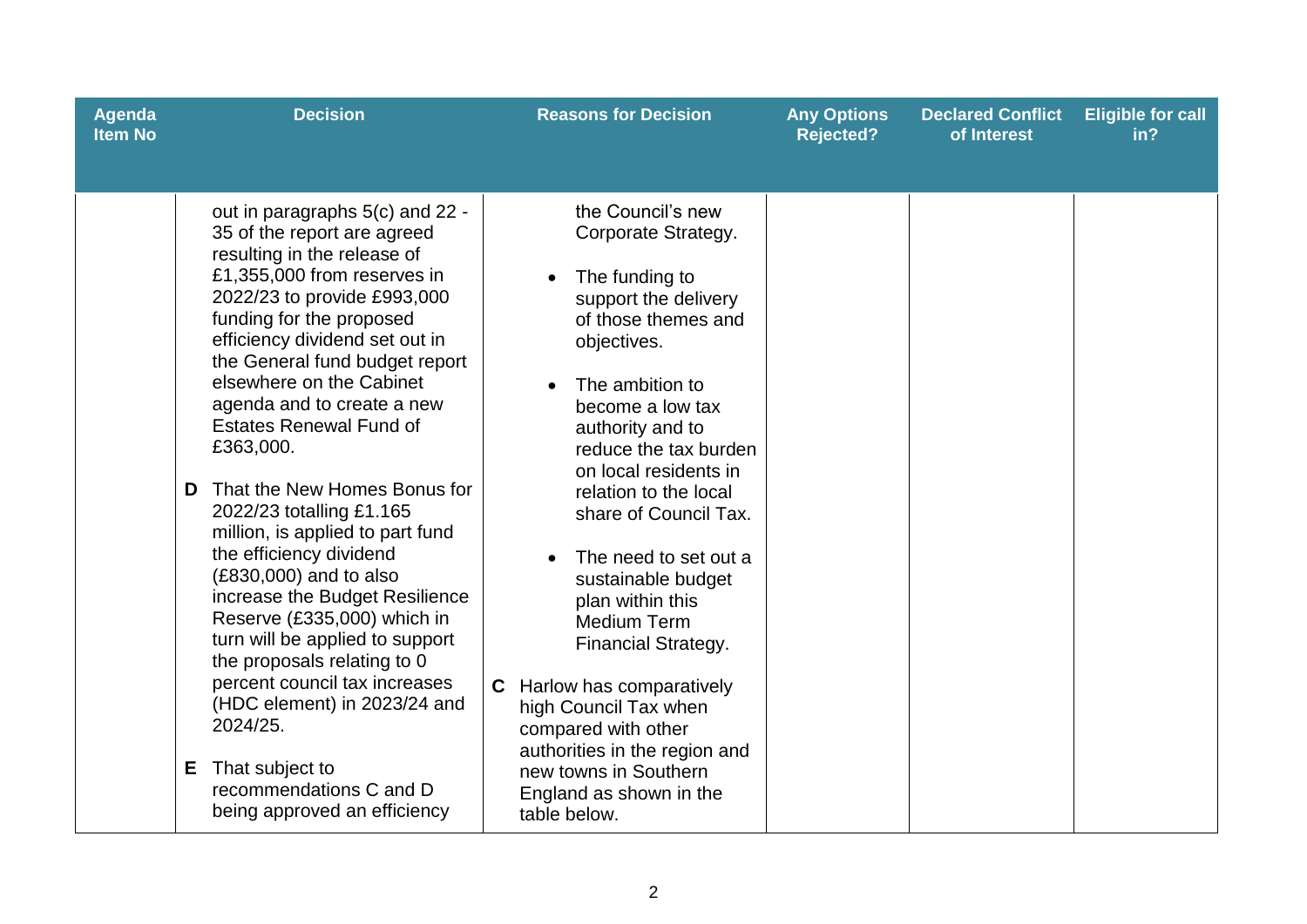| Agenda Item No | Decision | Reasons for Decision | Any Options Rejected? | Declared Conflict of Interest | Eligible for call in? |
|---|---|---|---|---|---|
| | out in paragraphs 5(c) and 22 - 35 of the report are agreed resulting in the release of £1,355,000 from reserves in 2022/23 to provide £993,000 funding for the proposed efficiency dividend set out in the General fund budget report elsewhere on the Cabinet agenda and to create a new Estates Renewal Fund of £363,000.<br><br>**D** That the New Homes Bonus for 2022/23 totalling £1.165 million, is applied to part fund the efficiency dividend (£830,000) and to also increase the Budget Resilience Reserve (£335,000) which in turn will be applied to support the proposals relating to 0 percent council tax increases (HDC element) in 2023/24 and 2024/25.<br><br>**E** That subject to recommendations C and D being approved an efficiency | the Council's new Corporate Strategy.<br><br>• The funding to support the delivery of those themes and objectives.<br><br>• The ambition to become a low tax authority and to reduce the tax burden on local residents in relation to the local share of Council Tax.<br><br>• The need to set out a sustainable budget plan within this Medium Term Financial Strategy.<br><br>**C** Harlow has comparatively high Council Tax when compared with other authorities in the region and new towns in Southern England as shown in the table below. | | | |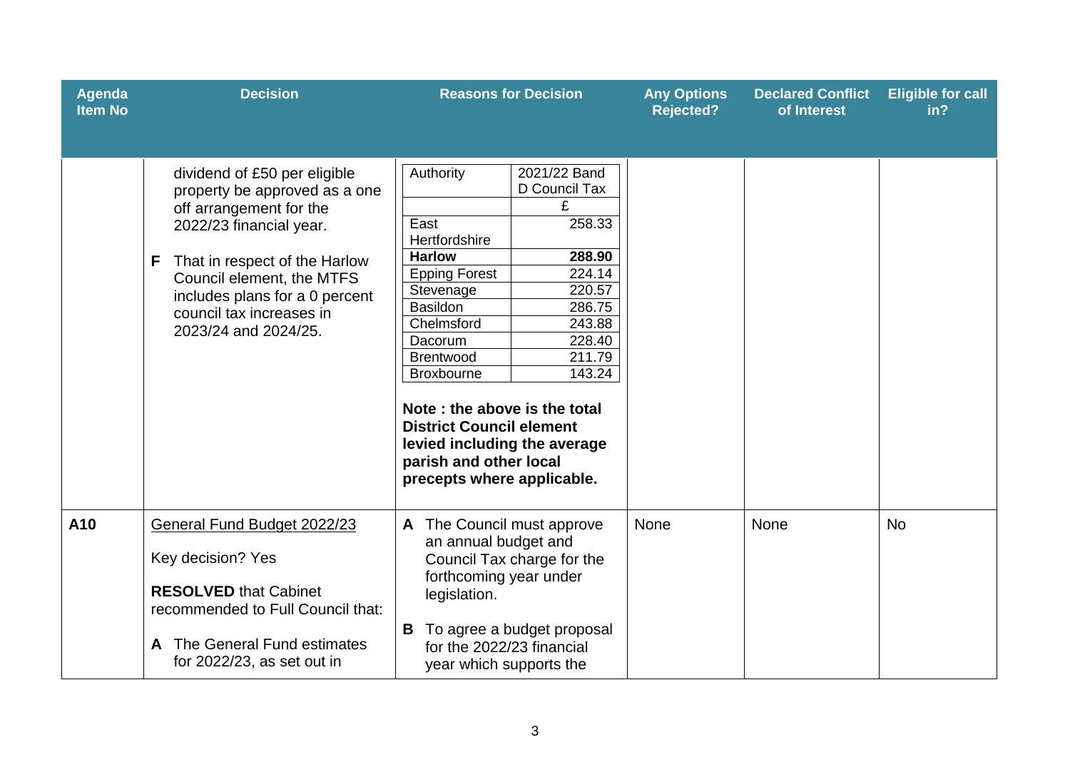| Agenda Item No | Decision | Reasons for Decision | Any Options Rejected? | Declared Conflict of Interest | Eligible for call in? |
|---|---|---|---|---|---|
| | dividend of £50 per eligible property be approved as a one off arrangement for the 2022/23 financial year.<br><br>**F** That in respect of the Harlow Council element, the MTFS includes plans for a 0 percent council tax increases in 2023/24 and 2024/25. | Authority / 2021/22 Band D Council Tax (£):<br>East Hertfordshire: 258.33<br>**Harlow: 288.90**<br>Epping Forest: 224.14<br>Stevenage: 220.57<br>Basildon: 286.75<br>Chelmsford: 243.88<br>Dacorum: 228.40<br>Brentwood: 211.79<br>Broxbourne: 143.24<br><br>**Note : the above is the total District Council element levied including the average parish and other local precepts where applicable.** | | | |
| **A10** | General Fund Budget 2022/23<br><br>Key decision? Yes<br><br>**RESOLVED** that Cabinet recommended to Full Council that:<br><br>**A** The General Fund estimates for 2022/23, as set out in | **A** The Council must approve an annual budget and Council Tax charge for the forthcoming year under legislation.<br><br>**B** To agree a budget proposal for the 2022/23 financial year which supports the | None | None | No |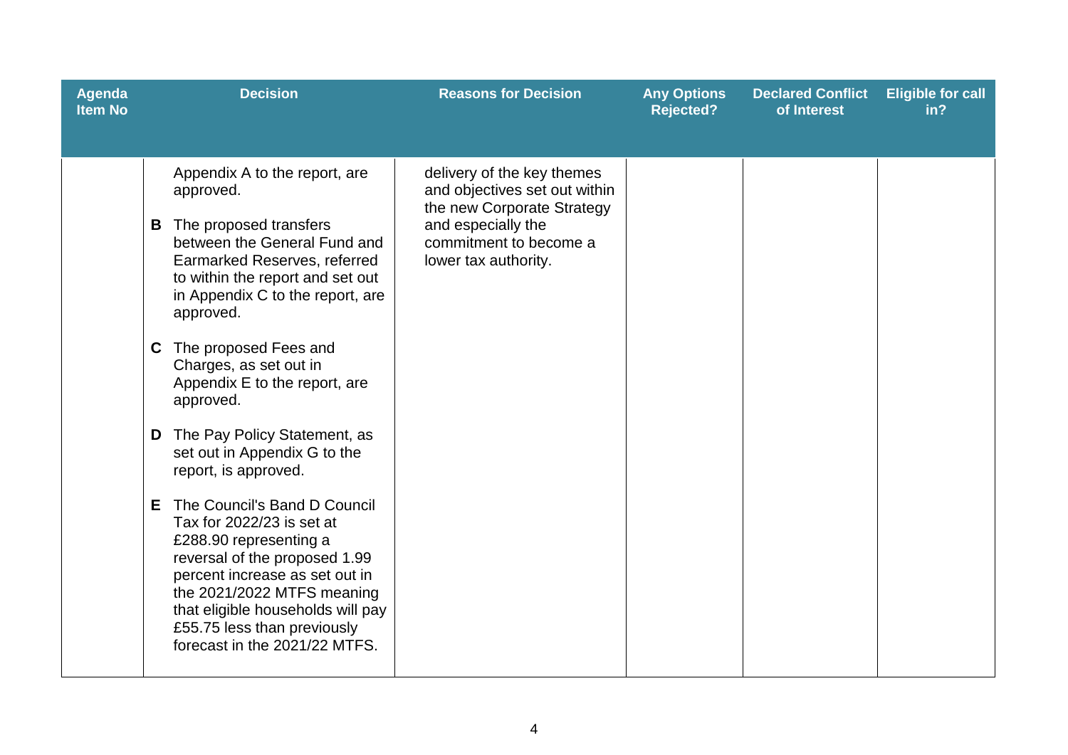| Agenda Item No | Decision | Reasons for Decision | Any Options Rejected? | Declared Conflict of Interest | Eligible for call in? |
|---|---|---|---|---|---|
| | Appendix A to the report, are approved.<br><br>**B** The proposed transfers between the General Fund and Earmarked Reserves, referred to within the report and set out in Appendix C to the report, are approved.<br><br>**C** The proposed Fees and Charges, as set out in Appendix E to the report, are approved.<br><br>**D** The Pay Policy Statement, as set out in Appendix G to the report, is approved.<br><br>**E** The Council's Band D Council Tax for 2022/23 is set at £288.90 representing a reversal of the proposed 1.99 percent increase as set out in the 2021/2022 MTFS meaning that eligible households will pay £55.75 less than previously forecast in the 2021/22 MTFS. | delivery of the key themes and objectives set out within the new Corporate Strategy and especially the commitment to become a lower tax authority. | | | |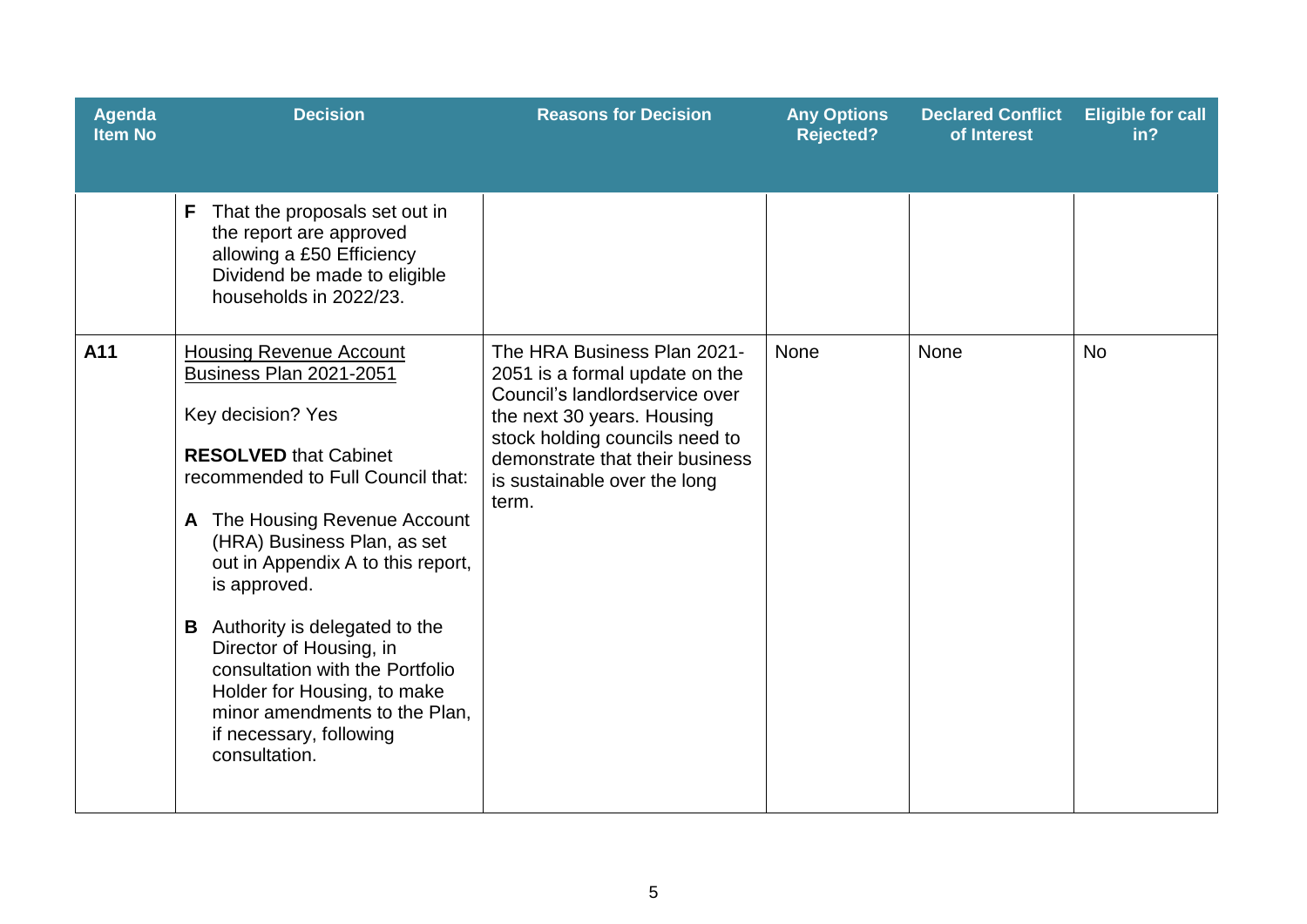| Agenda Item No | Decision | Reasons for Decision | Any Options Rejected? | Declared Conflict of Interest | Eligible for call in? |
|---|---|---|---|---|---|
| | **F** That the proposals set out in the report are approved allowing a £50 Efficiency Dividend be made to eligible households in 2022/23. | | | | |
| **A11** | <u>Housing Revenue Account Business Plan 2021-2051</u><br><br>Key decision? Yes<br><br>**RESOLVED** that Cabinet recommended to Full Council that:<br><br>**A** The Housing Revenue Account (HRA) Business Plan, as set out in Appendix A to this report, is approved.<br><br>**B** Authority is delegated to the Director of Housing, in consultation with the Portfolio Holder for Housing, to make minor amendments to the Plan, if necessary, following consultation. | The HRA Business Plan 2021-2051 is a formal update on the Council's landlordservice over the next 30 years. Housing stock holding councils need to demonstrate that their business is sustainable over the long term. | None | None | No |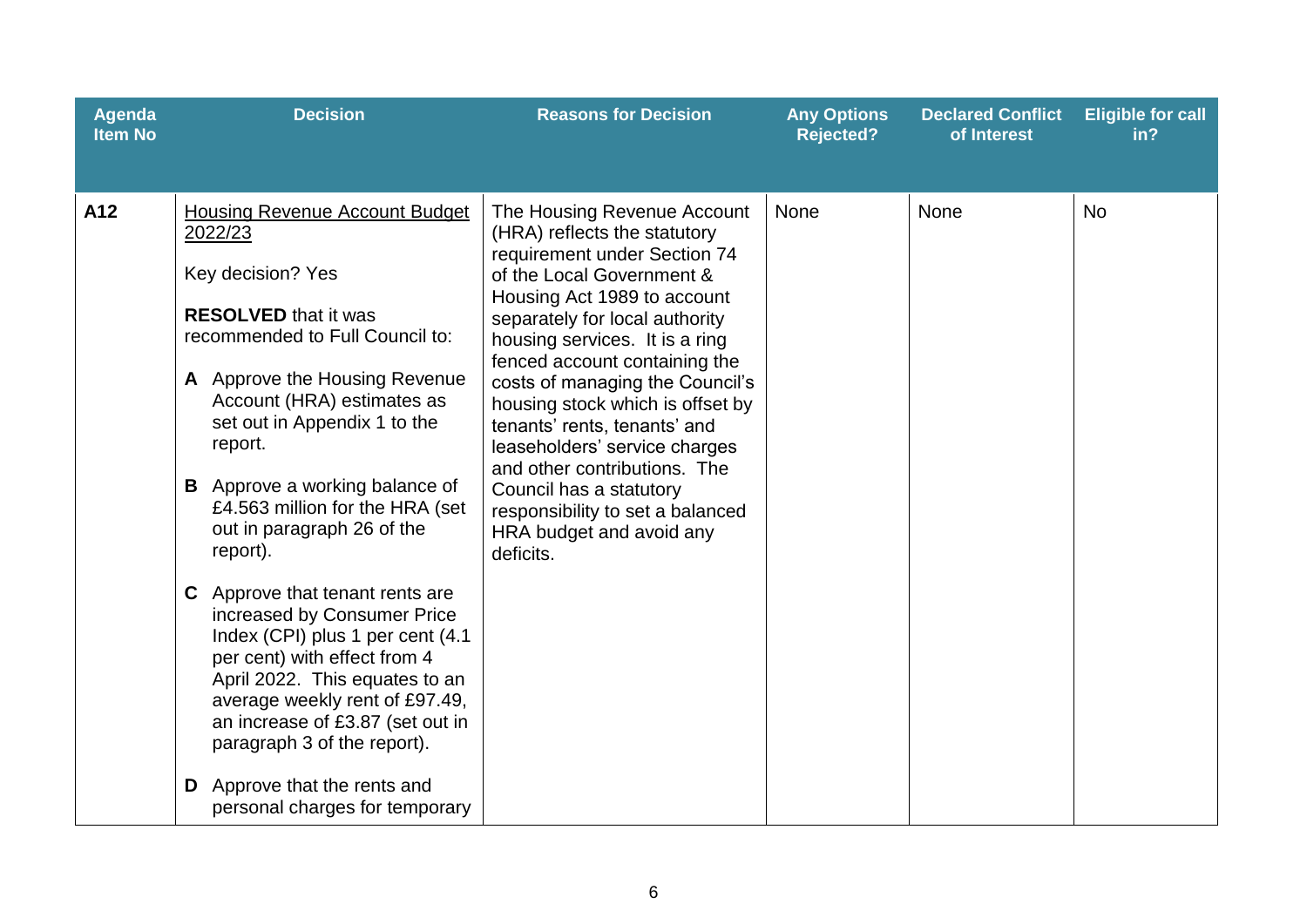| Agenda Item No | Decision | Reasons for Decision | Any Options Rejected? | Declared Conflict of Interest | Eligible for call in? |
|---|---|---|---|---|---|
| **A12** | <u>Housing Revenue Account Budget 2022/23</u><br><br>Key decision? Yes<br><br>**RESOLVED** that it was recommended to Full Council to:<br><br>**A** Approve the Housing Revenue Account (HRA) estimates as set out in Appendix 1 to the report.<br><br>**B** Approve a working balance of £4.563 million for the HRA (set out in paragraph 26 of the report).<br><br>**C** Approve that tenant rents are increased by Consumer Price Index (CPI) plus 1 per cent (4.1 per cent) with effect from 4 April 2022. This equates to an average weekly rent of £97.49, an increase of £3.87 (set out in paragraph 3 of the report).<br><br>**D** Approve that the rents and personal charges for temporary | The Housing Revenue Account (HRA) reflects the statutory requirement under Section 74 of the Local Government & Housing Act 1989 to account separately for local authority housing services. It is a ring fenced account containing the costs of managing the Council's housing stock which is offset by tenants' rents, tenants' and leaseholders' service charges and other contributions. The Council has a statutory responsibility to set a balanced HRA budget and avoid any deficits. | None | None | No |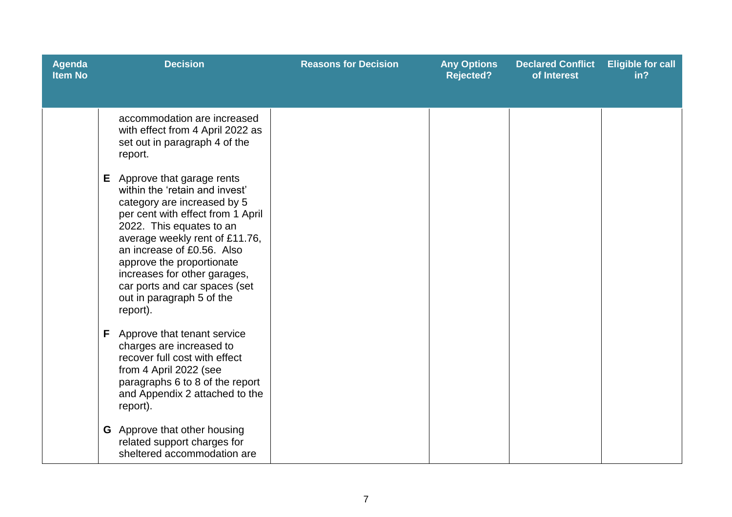| Agenda Item No | Decision | Reasons for Decision | Any Options Rejected? | Declared Conflict of Interest | Eligible for call in? |
|---|---|---|---|---|---|
| | accommodation are increased with effect from 4 April 2022 as set out in paragraph 4 of the report.<br><br>**E** Approve that garage rents within the 'retain and invest' category are increased by 5 per cent with effect from 1 April 2022. This equates to an average weekly rent of £11.76, an increase of £0.56. Also approve the proportionate increases for other garages, car ports and car spaces (set out in paragraph 5 of the report).<br><br>**F** Approve that tenant service charges are increased to recover full cost with effect from 4 April 2022 (see paragraphs 6 to 8 of the report and Appendix 2 attached to the report).<br><br>**G** Approve that other housing related support charges for sheltered accommodation are | | | | |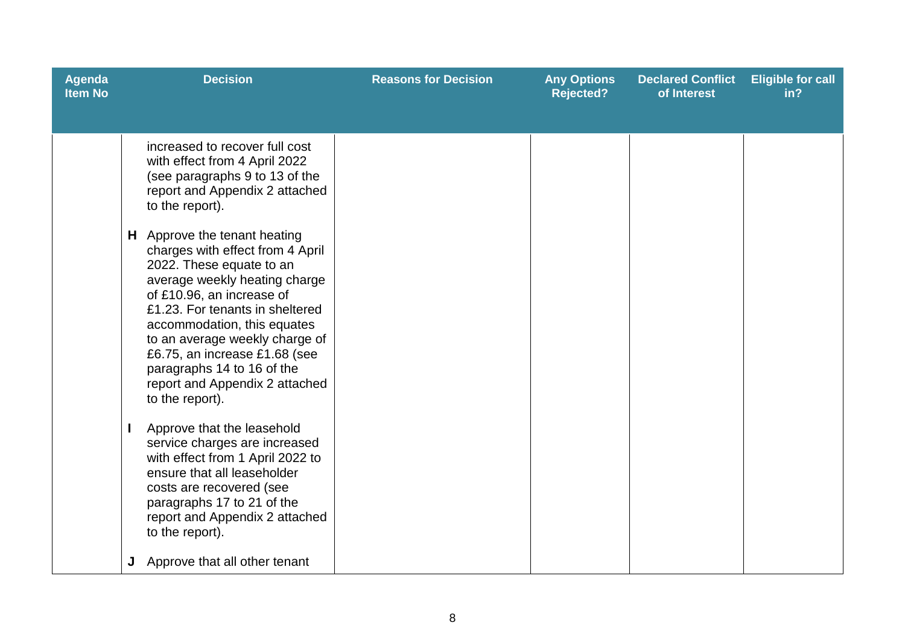| Agenda Item No | Decision | Reasons for Decision | Any Options Rejected? | Declared Conflict of Interest | Eligible for call in? |
|---|---|---|---|---|---|
| | increased to recover full cost with effect from 4 April 2022 (see paragraphs 9 to 13 of the report and Appendix 2 attached to the report).<br><br>**H** Approve the tenant heating charges with effect from 4 April 2022. These equate to an average weekly heating charge of £10.96, an increase of £1.23. For tenants in sheltered accommodation, this equates to an average weekly charge of £6.75, an increase £1.68 (see paragraphs 14 to 16 of the report and Appendix 2 attached to the report).<br><br>**I** Approve that the leasehold service charges are increased with effect from 1 April 2022 to ensure that all leaseholder costs are recovered (see paragraphs 17 to 21 of the report and Appendix 2 attached to the report).<br><br>**J** Approve that all other tenant | | | | |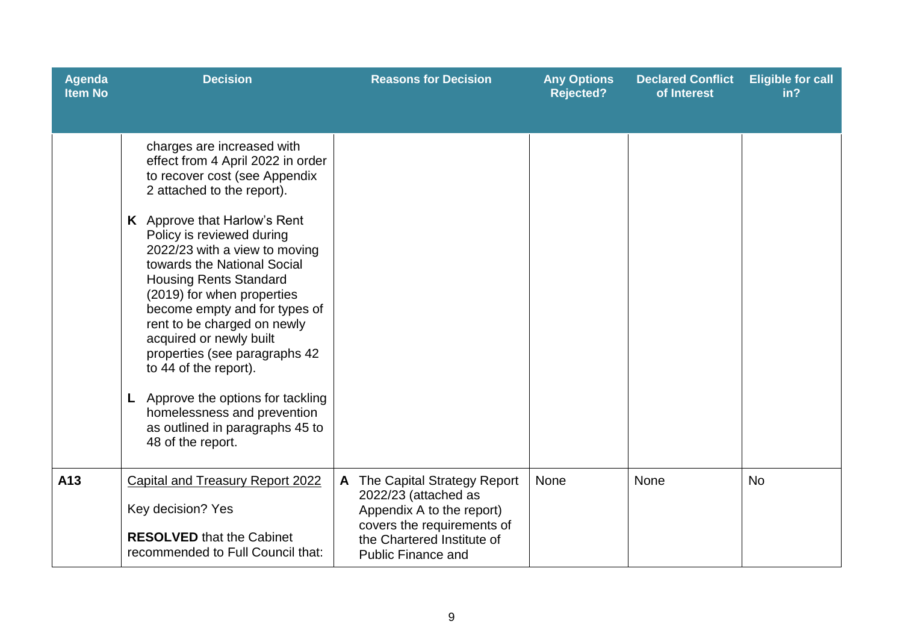| Agenda Item No | Decision | Reasons for Decision | Any Options Rejected? | Declared Conflict of Interest | Eligible for call in? |
|---|---|---|---|---|---|
| | charges are increased with effect from 4 April 2022 in order to recover cost (see Appendix 2 attached to the report).<br><br>**K** Approve that Harlow's Rent Policy is reviewed during 2022/23 with a view to moving towards the National Social Housing Rents Standard (2019) for when properties become empty and for types of rent to be charged on newly acquired or newly built properties (see paragraphs 42 to 44 of the report).<br><br>**L** Approve the options for tackling homelessness and prevention as outlined in paragraphs 45 to 48 of the report. | | | | |
| **A13** | Capital and Treasury Report 2022<br><br>Key decision? Yes<br><br>**RESOLVED** that the Cabinet recommended to Full Council that: | **A** The Capital Strategy Report 2022/23 (attached as Appendix A to the report) covers the requirements of the Chartered Institute of Public Finance and | None | None | No |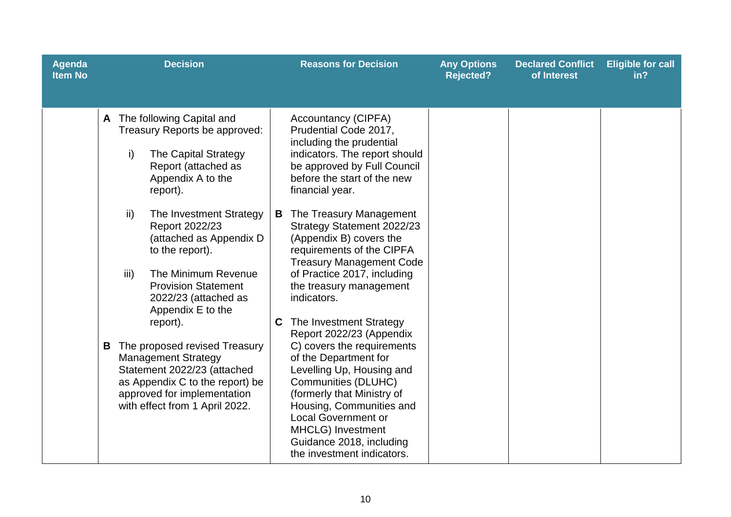| Agenda Item No | Decision | Reasons for Decision | Any Options Rejected? | Declared Conflict of Interest | Eligible for call in? |
|---|---|---|---|---|---|
| | **A** The following Capital and Treasury Reports be approved:<br><br>i) The Capital Strategy Report (attached as Appendix A to the report).<br><br>ii) The Investment Strategy Report 2022/23 (attached as Appendix D to the report).<br><br>iii) The Minimum Revenue Provision Statement 2022/23 (attached as Appendix E to the report).<br><br>**B** The proposed revised Treasury Management Strategy Statement 2022/23 (attached as Appendix C to the report) be approved for implementation with effect from 1 April 2022. | Accountancy (CIPFA) Prudential Code 2017, including the prudential indicators. The report should be approved by Full Council before the start of the new financial year.<br><br>**B** The Treasury Management Strategy Statement 2022/23 (Appendix B) covers the requirements of the CIPFA Treasury Management Code of Practice 2017, including the treasury management indicators.<br><br>**C** The Investment Strategy Report 2022/23 (Appendix C) covers the requirements of the Department for Levelling Up, Housing and Communities (DLUHC) (formerly that Ministry of Housing, Communities and Local Government or MHCLG) Investment Guidance 2018, including the investment indicators. | | | |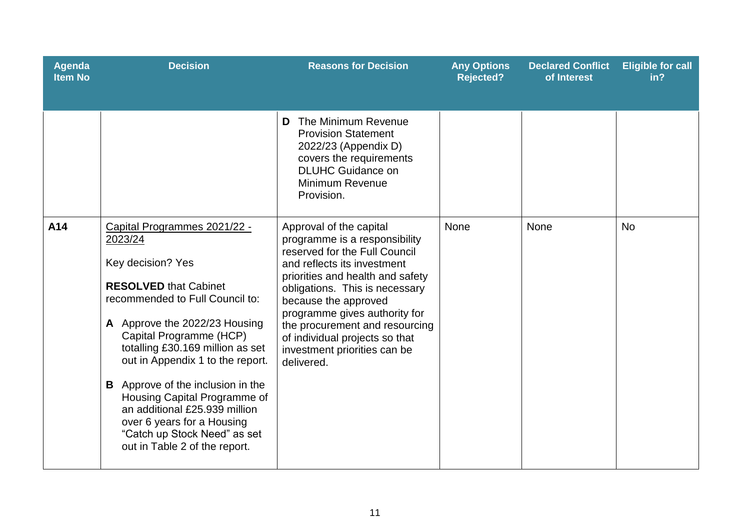| Agenda Item No | Decision | Reasons for Decision | Any Options Rejected? | Declared Conflict of Interest | Eligible for call in? |
|---|---|---|---|---|---|
| | | **D** The Minimum Revenue Provision Statement 2022/23 (Appendix D) covers the requirements DLUHC Guidance on Minimum Revenue Provision. | | | |
| **A14** | Capital Programmes 2021/22 - 2023/24<br><br>Key decision? Yes<br><br>**RESOLVED** that Cabinet recommended to Full Council to:<br><br>**A** Approve the 2022/23 Housing Capital Programme (HCP) totalling £30.169 million as set out in Appendix 1 to the report.<br><br>**B** Approve of the inclusion in the Housing Capital Programme of an additional £25.939 million over 6 years for a Housing "Catch up Stock Need" as set out in Table 2 of the report. | Approval of the capital programme is a responsibility reserved for the Full Council and reflects its investment priorities and health and safety obligations. This is necessary because the approved programme gives authority for the procurement and resourcing of individual projects so that investment priorities can be delivered. | None | None | No |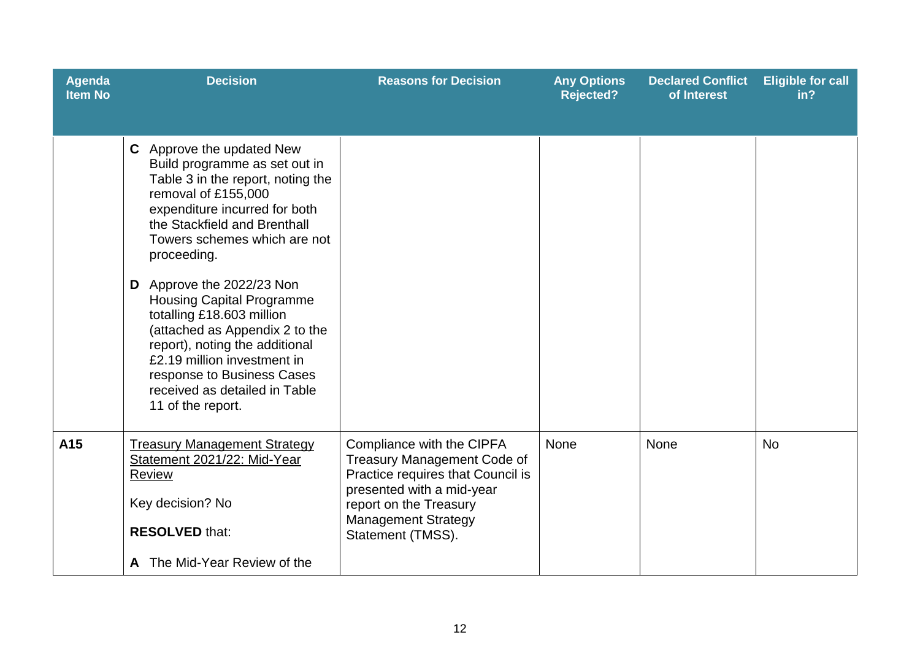| Agenda Item No | Decision | Reasons for Decision | Any Options Rejected? | Declared Conflict of Interest | Eligible for call in? |
|---|---|---|---|---|---|
| | **C** Approve the updated New Build programme as set out in Table 3 in the report, noting the removal of £155,000 expenditure incurred for both the Stackfield and Brenthall Towers schemes which are not proceeding.<br><br>**D** Approve the 2022/23 Non Housing Capital Programme totalling £18.603 million (attached as Appendix 2 to the report), noting the additional £2.19 million investment in response to Business Cases received as detailed in Table 11 of the report. | | | | |
| **A15** | <u>Treasury Management Strategy Statement 2021/22: Mid-Year Review</u><br><br>Key decision? No<br><br>**RESOLVED** that:<br><br>**A** The Mid-Year Review of the | Compliance with the CIPFA Treasury Management Code of Practice requires that Council is presented with a mid-year report on the Treasury Management Strategy Statement (TMSS). | None | None | No |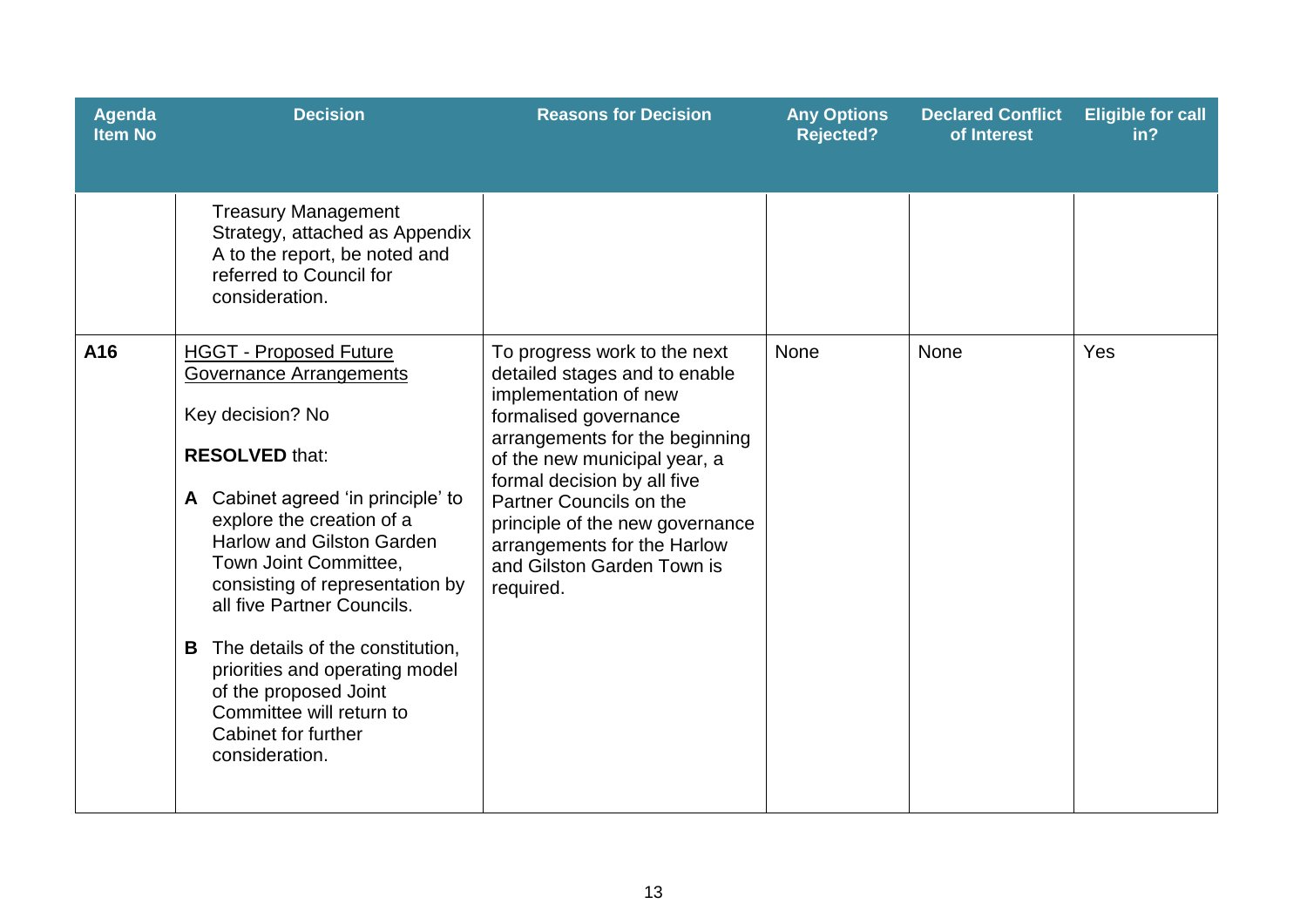| Agenda Item No | Decision | Reasons for Decision | Any Options Rejected? | Declared Conflict of Interest | Eligible for call in? |
|---|---|---|---|---|---|
| | Treasury Management Strategy, attached as Appendix A to the report, be noted and referred to Council for consideration. | | | | |
| **A16** | <u>HGGT - Proposed Future Governance Arrangements</u><br><br>Key decision? No<br><br>**RESOLVED** that:<br><br>**A** Cabinet agreed 'in principle' to explore the creation of a Harlow and Gilston Garden Town Joint Committee, consisting of representation by all five Partner Councils.<br><br>**B** The details of the constitution, priorities and operating model of the proposed Joint Committee will return to Cabinet for further consideration. | To progress work to the next detailed stages and to enable implementation of new formalised governance arrangements for the beginning of the new municipal year, a formal decision by all five Partner Councils on the principle of the new governance arrangements for the Harlow and Gilston Garden Town is required. | None | None | Yes |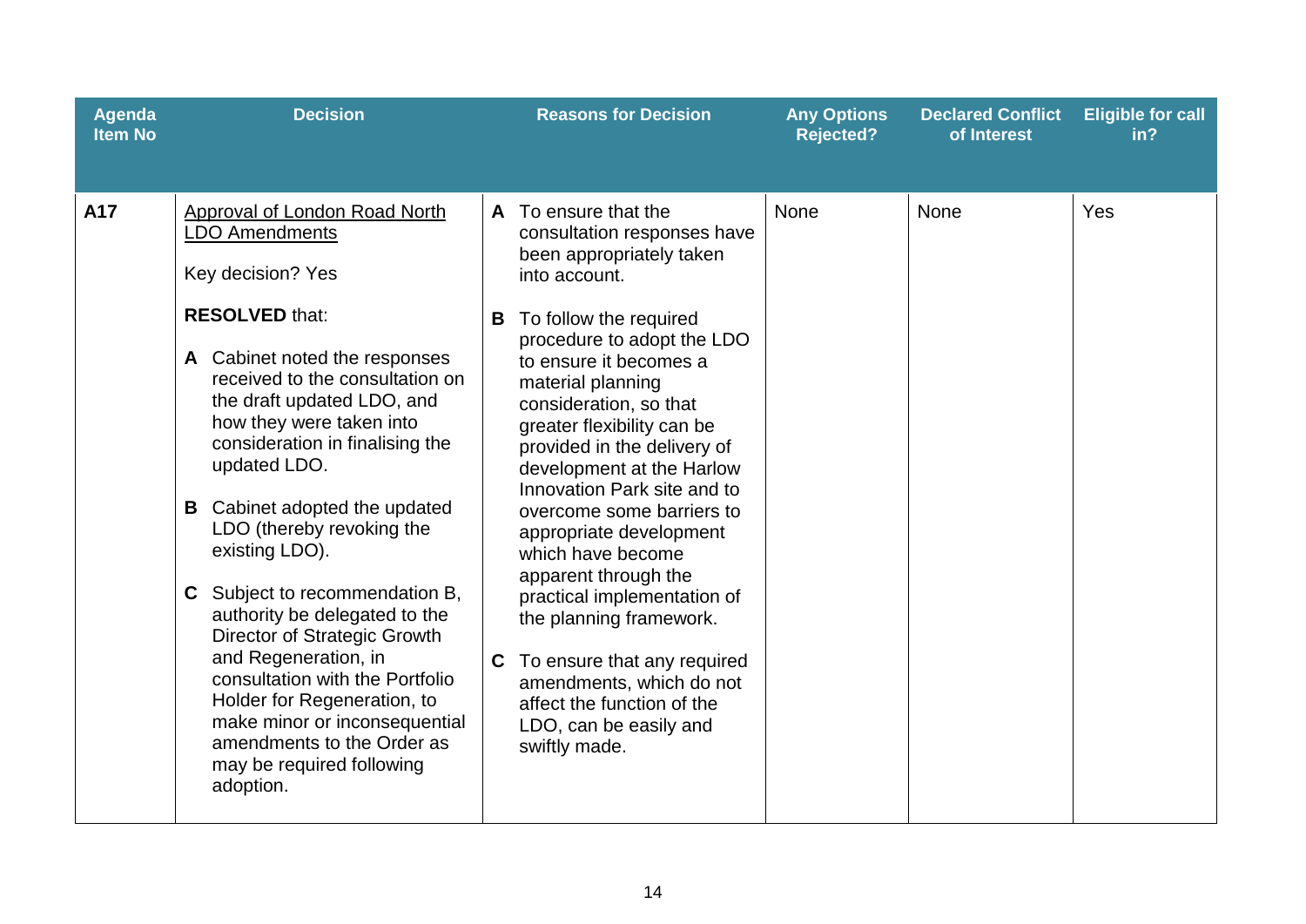| Agenda Item No | Decision | Reasons for Decision | Any Options Rejected? | Declared Conflict of Interest | Eligible for call in? |
|---|---|---|---|---|---|
| **A17** | <u>Approval of London Road North LDO Amendments</u><br><br>Key decision? Yes<br><br>**RESOLVED** that:<br><br>**A** Cabinet noted the responses received to the consultation on the draft updated LDO, and how they were taken into consideration in finalising the updated LDO.<br><br>**B** Cabinet adopted the updated LDO (thereby revoking the existing LDO).<br><br>**C** Subject to recommendation B, authority be delegated to the Director of Strategic Growth and Regeneration, in consultation with the Portfolio Holder for Regeneration, to make minor or inconsequential amendments to the Order as may be required following adoption. | **A** To ensure that the consultation responses have been appropriately taken into account.<br><br>**B** To follow the required procedure to adopt the LDO to ensure it becomes a material planning consideration, so that greater flexibility can be provided in the delivery of development at the Harlow Innovation Park site and to overcome some barriers to appropriate development which have become apparent through the practical implementation of the planning framework.<br><br>**C** To ensure that any required amendments, which do not affect the function of the LDO, can be easily and swiftly made. | None | None | Yes |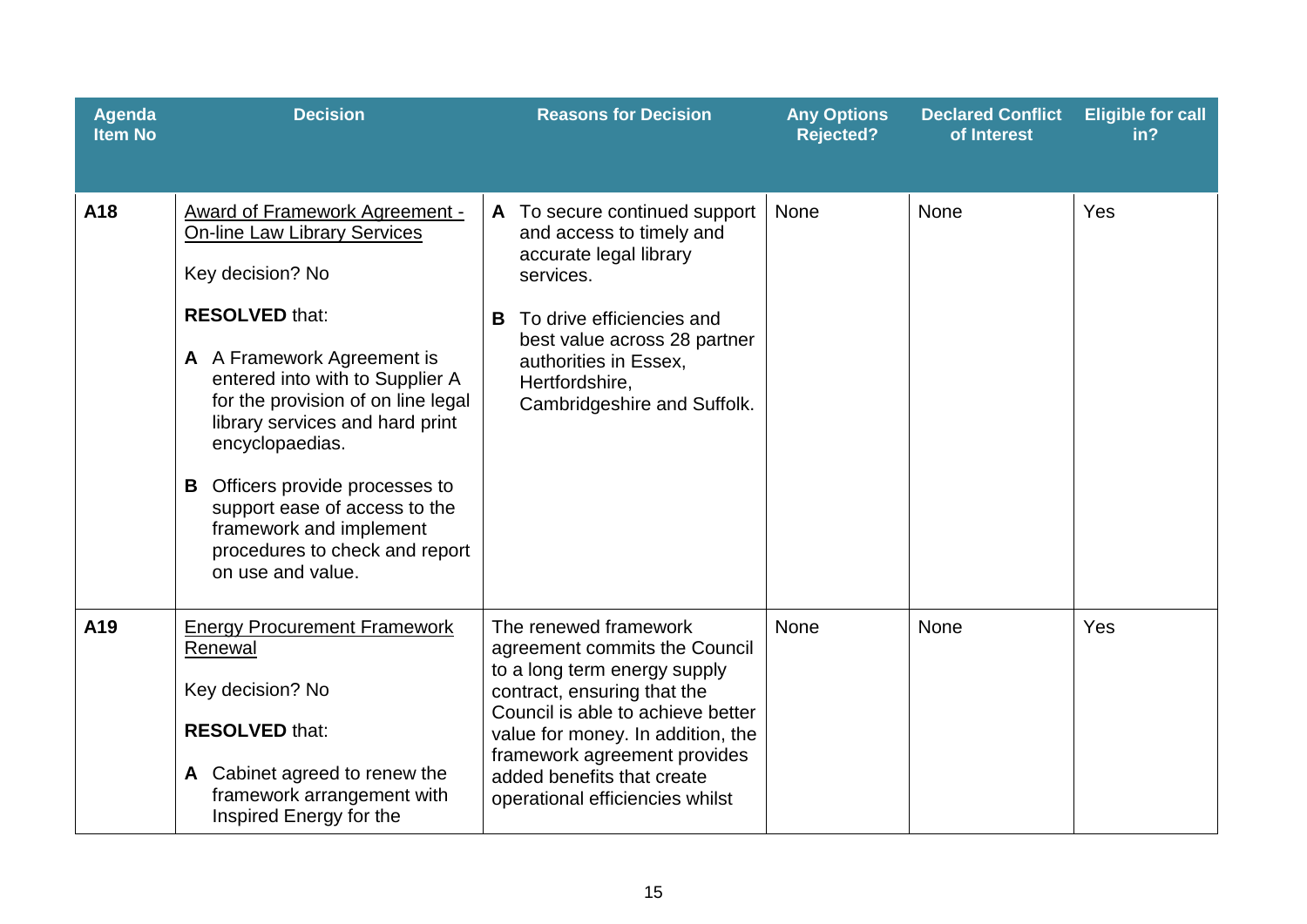| Agenda Item No | Decision | Reasons for Decision | Any Options Rejected? | Declared Conflict of Interest | Eligible for call in? |
|---|---|---|---|---|---|
| **A18** | Award of Framework Agreement - On-line Law Library Services<br><br>Key decision? No<br><br>**RESOLVED** that:<br><br>**A** A Framework Agreement is entered into with to Supplier A for the provision of on line legal library services and hard print encyclopaedias.<br><br>**B** Officers provide processes to support ease of access to the framework and implement procedures to check and report on use and value. | **A** To secure continued support and access to timely and accurate legal library services.<br><br>**B** To drive efficiencies and best value across 28 partner authorities in Essex, Hertfordshire, Cambridgeshire and Suffolk. | None | None | Yes |
| **A19** | Energy Procurement Framework Renewal<br><br>Key decision? No<br><br>**RESOLVED** that:<br><br>**A** Cabinet agreed to renew the framework arrangement with Inspired Energy for the | The renewed framework agreement commits the Council to a long term energy supply contract, ensuring that the Council is able to achieve better value for money. In addition, the framework agreement provides added benefits that create operational efficiencies whilst | None | None | Yes |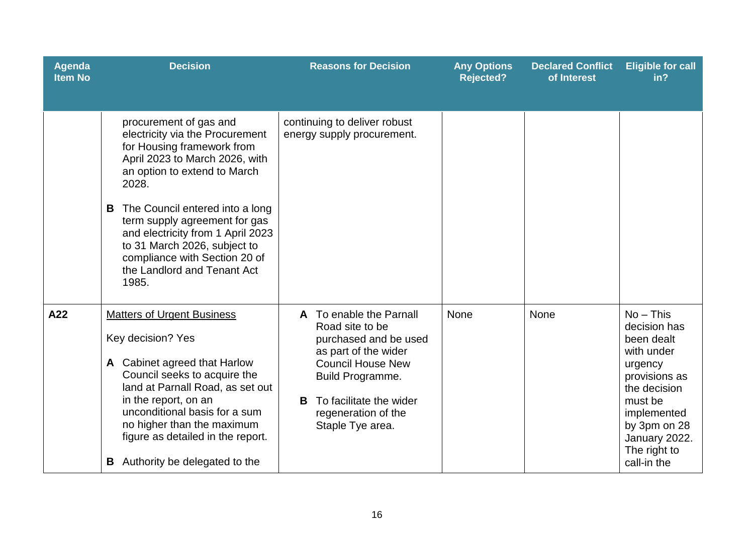| Agenda Item No | Decision | Reasons for Decision | Any Options Rejected? | Declared Conflict of Interest | Eligible for call in? |
|---|---|---|---|---|---|
| | procurement of gas and electricity via the Procurement for Housing framework from April 2023 to March 2026, with an option to extend to March 2028.<br><br>**B** The Council entered into a long term supply agreement for gas and electricity from 1 April 2023 to 31 March 2026, subject to compliance with Section 20 of the Landlord and Tenant Act 1985. | continuing to deliver robust energy supply procurement. | | | |
| **A22** | Matters of Urgent Business<br><br>Key decision? Yes<br><br>**A** Cabinet agreed that Harlow Council seeks to acquire the land at Parnall Road, as set out in the report, on an unconditional basis for a sum no higher than the maximum figure as detailed in the report.<br><br>**B** Authority be delegated to the | **A** To enable the Parnall Road site to be purchased and be used as part of the wider Council House New Build Programme.<br><br>**B** To facilitate the wider regeneration of the Staple Tye area. | None | None | No – This decision has been dealt with under urgency provisions as the decision must be implemented by 3pm on 28 January 2022. The right to call-in the |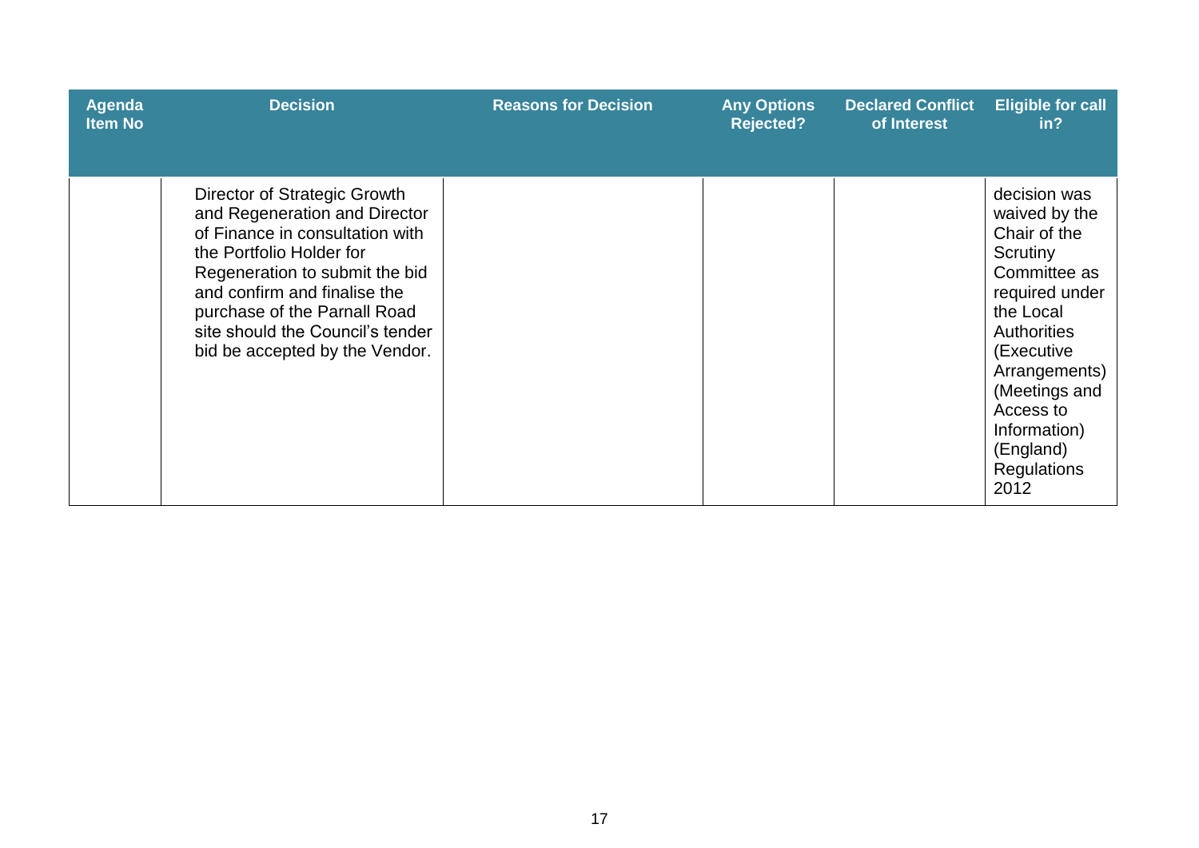| Agenda Item No | Decision | Reasons for Decision | Any Options Rejected? | Declared Conflict of Interest | Eligible for call in? |
|---|---|---|---|---|---|
| | Director of Strategic Growth and Regeneration and Director of Finance in consultation with the Portfolio Holder for Regeneration to submit the bid and confirm and finalise the purchase of the Parnall Road site should the Council's tender bid be accepted by the Vendor. | | | | decision was waived by the Chair of the Scrutiny Committee as required under the Local Authorities (Executive Arrangements) (Meetings and Access to Information) (England) Regulations 2012 |